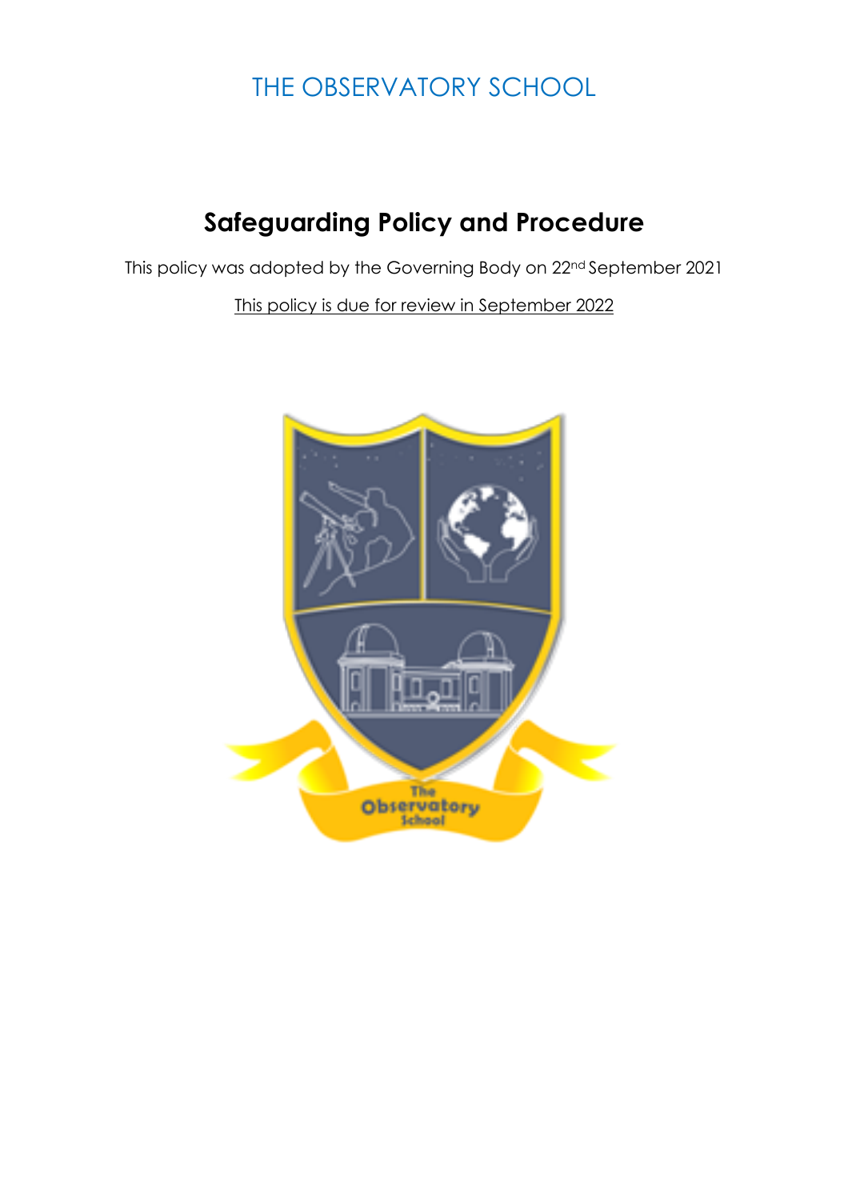# THE OBSERVATORY SCHOOL

## Safeguarding Policy and Procedure

This policy was adopted by the Governing Body on 22nd September 2021

This policy is due for review in September 2022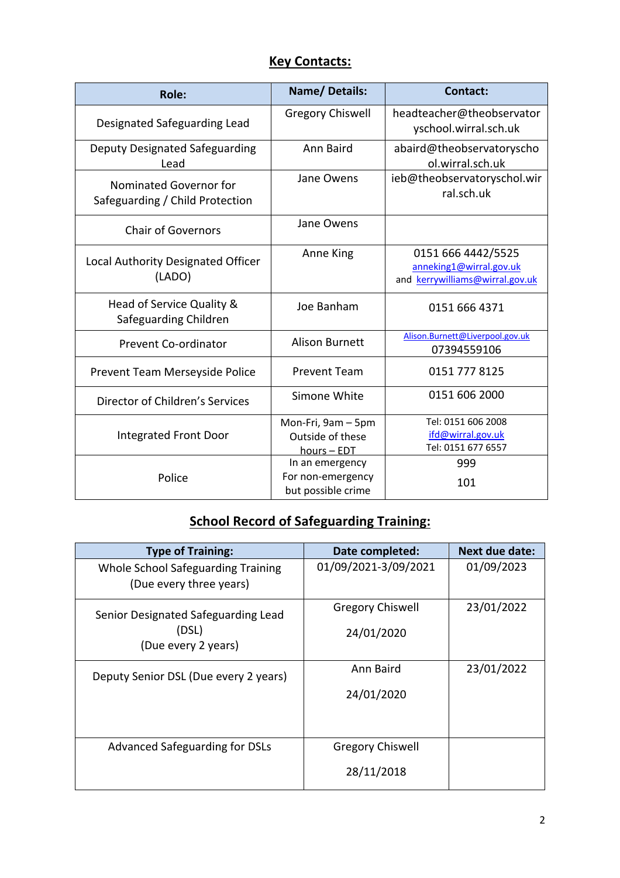## Key Contacts:

| Role: | Name/ Details: | Contact: |
|---|---|---|
| Designated Safeguarding Lead | Gregory Chiswell | headteacher@theobservatoryschool.wirral.sch.uk |
| Deputy Designated Safeguarding Lead | Ann Baird | abaird@theobservatoryschool.wirral.sch.uk |
| Nominated Governor for Safeguarding / Child Protection | Jane Owens | ieb@theobservatoryschol.wirral.sch.uk |
| Chair of Governors | Jane Owens | |
| Local Authority Designated Officer (LADO) | Anne King | 0151 666 4442/5525 anneking1@wirral.gov.uk and kerrywilliams@wirral.gov.uk |
| Head of Service Quality & Safeguarding Children | Joe Banham | 0151 666 4371 |
| Prevent Co-ordinator | Alison Burnett | Alison.Burnett@Liverpool.gov.uk 07394559106 |
| Prevent Team Merseyside Police | Prevent Team | 0151 777 8125 |
| Director of Children's Services | Simone White | 0151 606 2000 |
| Integrated Front Door | Mon-Fri, 9am – 5pm Outside of these hours – EDT | Tel: 0151 606 2008 ifd@wirral.gov.uk Tel: 0151 677 6557 |
| Police | In an emergency For non-emergency but possible crime | 999 101 |

## School Record of Safeguarding Training:

| Type of Training: | Date completed: | Next due date: |
|---|---|---|
| Whole School Safeguarding Training (Due every three years) | 01/09/2021-3/09/2021 | 01/09/2023 |
| Senior Designated Safeguarding Lead (DSL) (Due every 2 years) | Gregory Chiswell 24/01/2020 | 23/01/2022 |
| Deputy Senior DSL (Due every 2 years) | Ann Baird 24/01/2020 | 23/01/2022 |
| Advanced Safeguarding for DSLs | Gregory Chiswell 28/11/2018 | |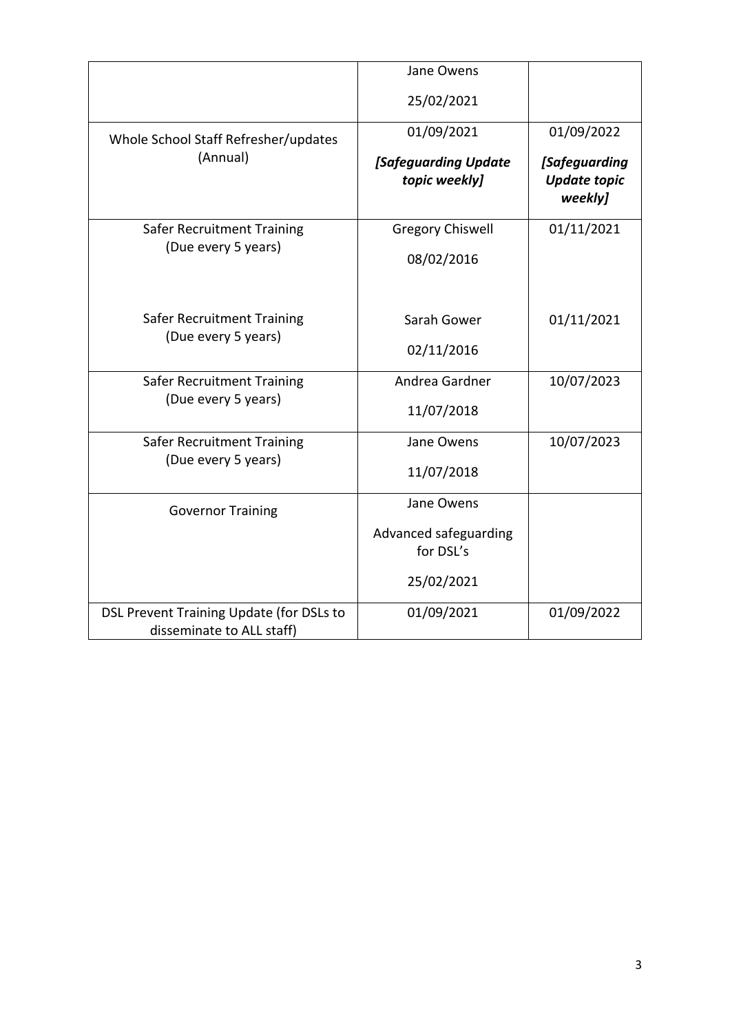| | | |
|---|---|---|
| | Jane Owens<br><br>25/02/2021 | |
| Whole School Staff Refresher/updates (Annual) | 01/09/2021<br><br>***[Safeguarding Update topic weekly]*** | 01/09/2022<br><br>***[Safeguarding Update topic weekly]*** |
| Safer Recruitment Training (Due every 5 years)<br><br>Safer Recruitment Training (Due every 5 years) | Gregory Chiswell<br><br>08/02/2016<br><br>Sarah Gower<br><br>02/11/2016 | 01/11/2021<br><br>01/11/2021 |
| Safer Recruitment Training (Due every 5 years) | Andrea Gardner<br><br>11/07/2018 | 10/07/2023 |
| Safer Recruitment Training (Due every 5 years) | Jane Owens<br><br>11/07/2018 | 10/07/2023 |
| Governor Training | Jane Owens<br><br>Advanced safeguarding for DSL's<br><br>25/02/2021 | |
| DSL Prevent Training Update (for DSLs to disseminate to ALL staff) | 01/09/2021 | 01/09/2022 |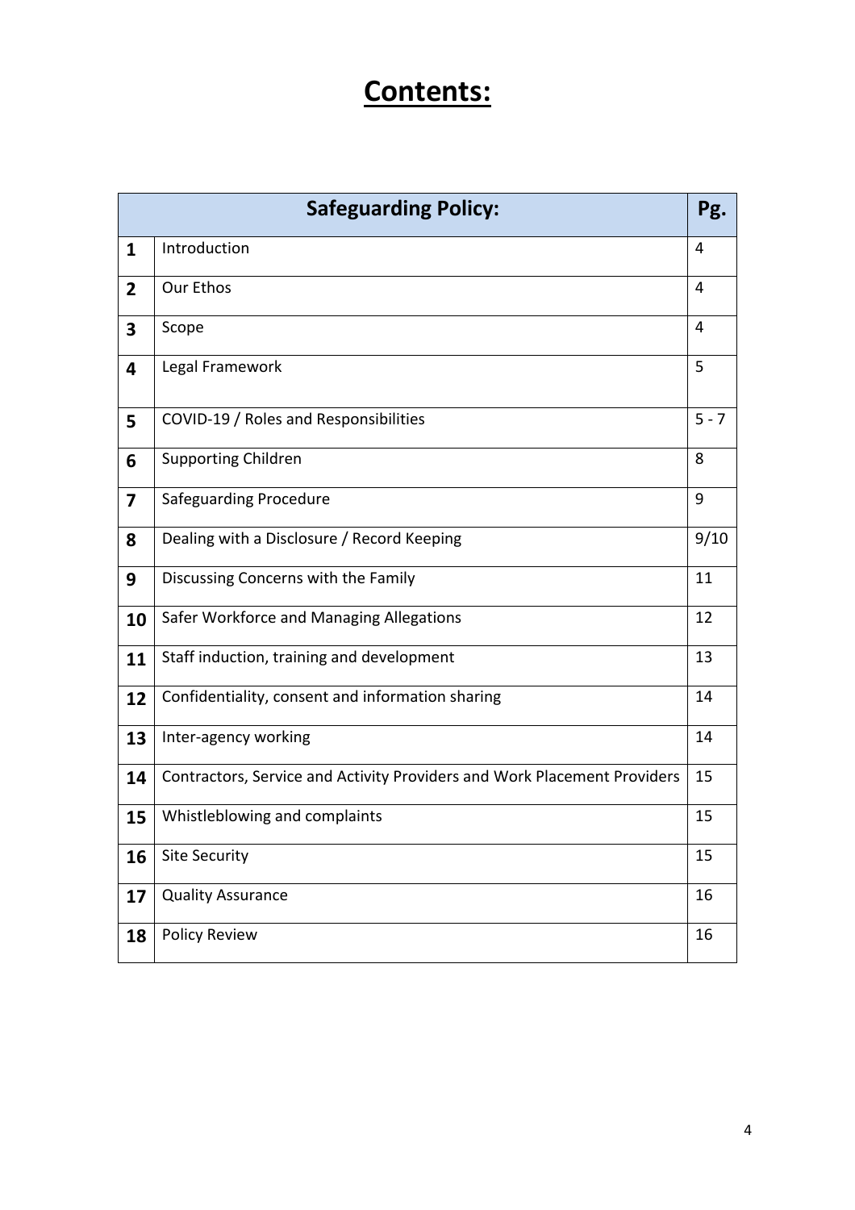# Contents:

| | Safeguarding Policy: | Pg. |
|---|---|---|
| 1 | Introduction | 4 |
| 2 | Our Ethos | 4 |
| 3 | Scope | 4 |
| 4 | Legal Framework | 5 |
| 5 | COVID-19 / Roles and Responsibilities | 5 - 7 |
| 6 | Supporting Children | 8 |
| 7 | Safeguarding Procedure | 9 |
| 8 | Dealing with a Disclosure / Record Keeping | 9/10 |
| 9 | Discussing Concerns with the Family | 11 |
| 10 | Safer Workforce and Managing Allegations | 12 |
| 11 | Staff induction, training and development | 13 |
| 12 | Confidentiality, consent and information sharing | 14 |
| 13 | Inter-agency working | 14 |
| 14 | Contractors, Service and Activity Providers and Work Placement Providers | 15 |
| 15 | Whistleblowing and complaints | 15 |
| 16 | Site Security | 15 |
| 17 | Quality Assurance | 16 |
| 18 | Policy Review | 16 |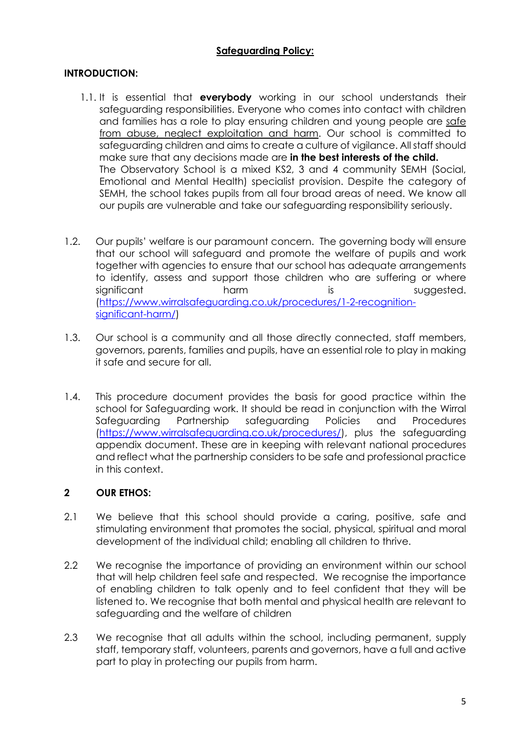## Safeguarding Policy:

### INTRODUCTION:

1.1. It is essential that **everybody** working in our school understands their safeguarding responsibilities. Everyone who comes into contact with children and families has a role to play ensuring children and young people are safe from abuse, neglect exploitation and harm. Our school is committed to safeguarding children and aims to create a culture of vigilance. All staff should make sure that any decisions made are **in the best interests of the child.**
The Observatory School is a mixed KS2, 3 and 4 community SEMH (Social, Emotional and Mental Health) specialist provision. Despite the category of SEMH, the school takes pupils from all four broad areas of need. We know all our pupils are vulnerable and take our safeguarding responsibility seriously.

1.2. Our pupils' welfare is our paramount concern. The governing body will ensure that our school will safeguard and promote the welfare of pupils and work together with agencies to ensure that our school has adequate arrangements to identify, assess and support those children who are suffering or where significant harm is suggested. (https://www.wirralsafeguarding.co.uk/procedures/1-2-recognition-significant-harm/)

1.3. Our school is a community and all those directly connected, staff members, governors, parents, families and pupils, have an essential role to play in making it safe and secure for all.

1.4. This procedure document provides the basis for good practice within the school for Safeguarding work. It should be read in conjunction with the Wirral Safeguarding Partnership safeguarding Policies and Procedures (https://www.wirralsafeguarding.co.uk/procedures/), plus the safeguarding appendix document. These are in keeping with relevant national procedures and reflect what the partnership considers to be safe and professional practice in this context.

### 2 OUR ETHOS:

2.1 We believe that this school should provide a caring, positive, safe and stimulating environment that promotes the social, physical, spiritual and moral development of the individual child; enabling all children to thrive.

2.2 We recognise the importance of providing an environment within our school that will help children feel safe and respected. We recognise the importance of enabling children to talk openly and to feel confident that they will be listened to. We recognise that both mental and physical health are relevant to safeguarding and the welfare of children

2.3 We recognise that all adults within the school, including permanent, supply staff, temporary staff, volunteers, parents and governors, have a full and active part to play in protecting our pupils from harm.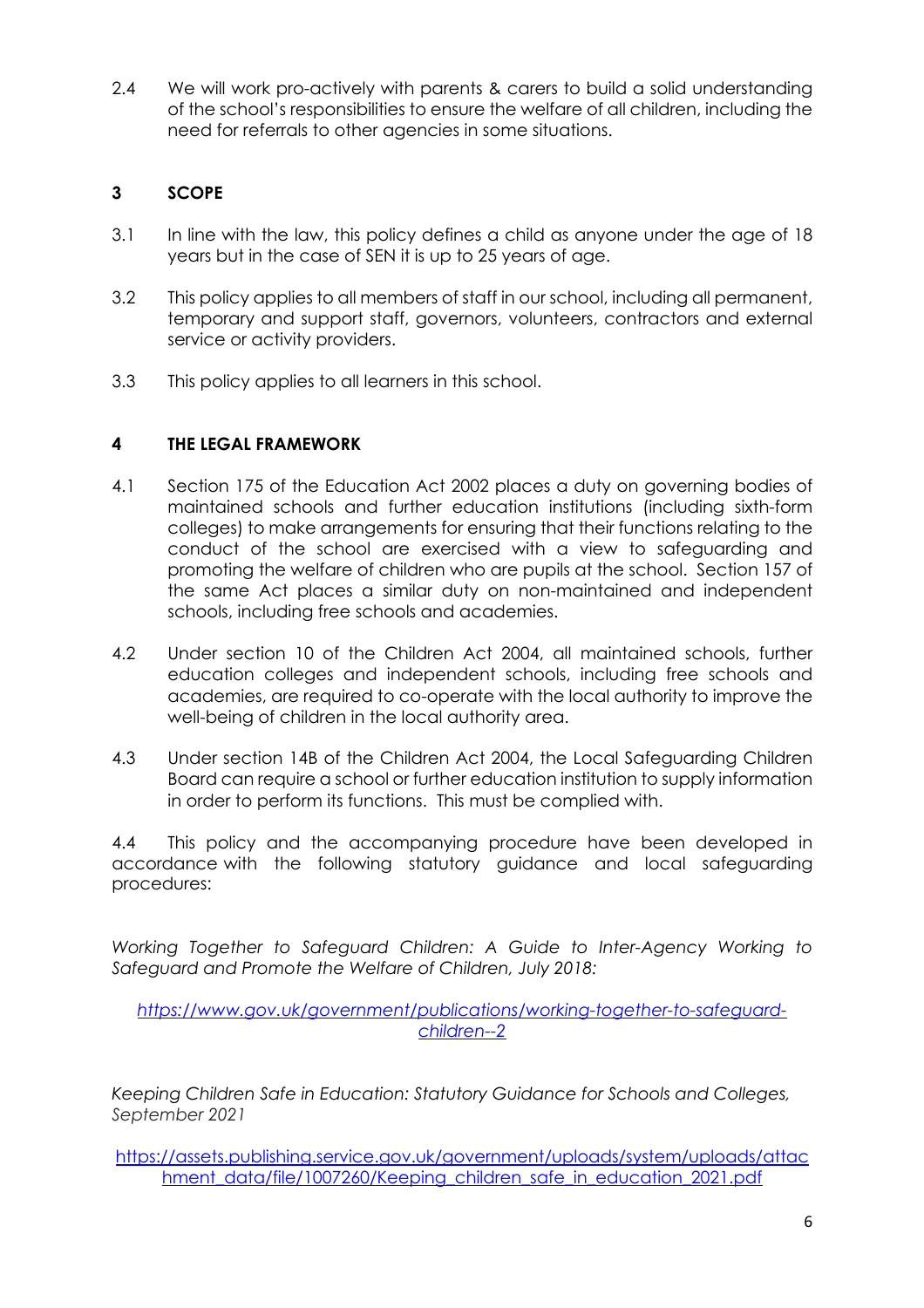2.4 We will work pro-actively with parents & carers to build a solid understanding of the school's responsibilities to ensure the welfare of all children, including the need for referrals to other agencies in some situations.

## 3 SCOPE

3.1 In line with the law, this policy defines a child as anyone under the age of 18 years but in the case of SEN it is up to 25 years of age.

3.2 This policy applies to all members of staff in our school, including all permanent, temporary and support staff, governors, volunteers, contractors and external service or activity providers.

3.3 This policy applies to all learners in this school.

## 4 THE LEGAL FRAMEWORK

4.1 Section 175 of the Education Act 2002 places a duty on governing bodies of maintained schools and further education institutions (including sixth-form colleges) to make arrangements for ensuring that their functions relating to the conduct of the school are exercised with a view to safeguarding and promoting the welfare of children who are pupils at the school. Section 157 of the same Act places a similar duty on non-maintained and independent schools, including free schools and academies.

4.2 Under section 10 of the Children Act 2004, all maintained schools, further education colleges and independent schools, including free schools and academies, are required to co-operate with the local authority to improve the well-being of children in the local authority area.

4.3 Under section 14B of the Children Act 2004, the Local Safeguarding Children Board can require a school or further education institution to supply information in order to perform its functions. This must be complied with.

4.4 This policy and the accompanying procedure have been developed in accordance with the following statutory guidance and local safeguarding procedures:

*Working Together to Safeguard Children: A Guide to Inter-Agency Working to Safeguard and Promote the Welfare of Children, July 2018:*

*https://www.gov.uk/government/publications/working-together-to-safeguard-children--2*

*Keeping Children Safe in Education: Statutory Guidance for Schools and Colleges, September 2021*

https://assets.publishing.service.gov.uk/government/uploads/system/uploads/attachment_data/file/1007260/Keeping_children_safe_in_education_2021.pdf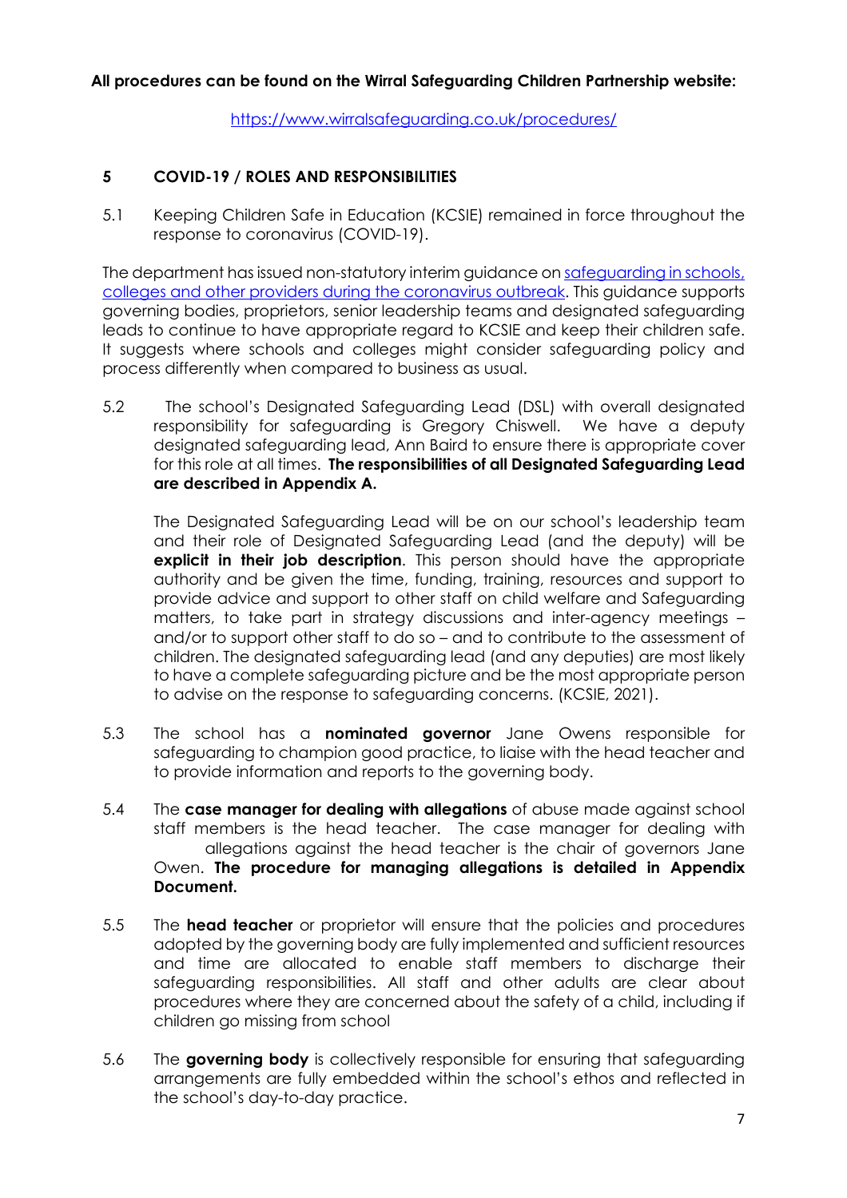**All procedures can be found on the Wirral Safeguarding Children Partnership website:**

https://www.wirralsafeguarding.co.uk/procedures/

## 5 COVID-19 / ROLES AND RESPONSIBILITIES

5.1 Keeping Children Safe in Education (KCSIE) remained in force throughout the response to coronavirus (COVID-19).

The department has issued non-statutory interim guidance on safeguarding in schools, colleges and other providers during the coronavirus outbreak. This guidance supports governing bodies, proprietors, senior leadership teams and designated safeguarding leads to continue to have appropriate regard to KCSIE and keep their children safe. It suggests where schools and colleges might consider safeguarding policy and process differently when compared to business as usual.

5.2 The school's Designated Safeguarding Lead (DSL) with overall designated responsibility for safeguarding is Gregory Chiswell. We have a deputy designated safeguarding lead, Ann Baird to ensure there is appropriate cover for this role at all times. **The responsibilities of all Designated Safeguarding Lead are described in Appendix A.**

The Designated Safeguarding Lead will be on our school's leadership team and their role of Designated Safeguarding Lead (and the deputy) will be **explicit in their job description**. This person should have the appropriate authority and be given the time, funding, training, resources and support to provide advice and support to other staff on child welfare and Safeguarding matters, to take part in strategy discussions and inter-agency meetings – and/or to support other staff to do so – and to contribute to the assessment of children. The designated safeguarding lead (and any deputies) are most likely to have a complete safeguarding picture and be the most appropriate person to advise on the response to safeguarding concerns. (KCSIE, 2021).

5.3 The school has a **nominated governor** Jane Owens responsible for safeguarding to champion good practice, to liaise with the head teacher and to provide information and reports to the governing body.

5.4 The **case manager for dealing with allegations** of abuse made against school staff members is the head teacher. The case manager for dealing with allegations against the head teacher is the chair of governors Jane Owen. **The procedure for managing allegations is detailed in Appendix Document.**

5.5 The **head teacher** or proprietor will ensure that the policies and procedures adopted by the governing body are fully implemented and sufficient resources and time are allocated to enable staff members to discharge their safeguarding responsibilities. All staff and other adults are clear about procedures where they are concerned about the safety of a child, including if children go missing from school

5.6 The **governing body** is collectively responsible for ensuring that safeguarding arrangements are fully embedded within the school's ethos and reflected in the school's day-to-day practice.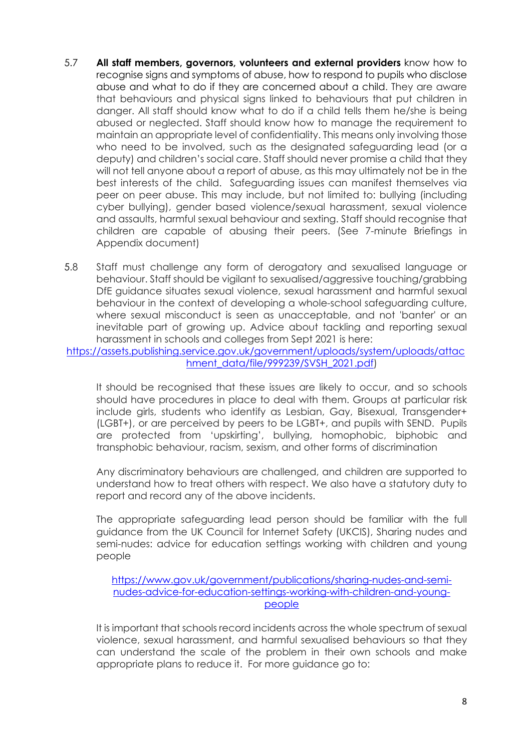5.7 **All staff members, governors, volunteers and external providers** know how to recognise signs and symptoms of abuse, how to respond to pupils who disclose abuse and what to do if they are concerned about a child. They are aware that behaviours and physical signs linked to behaviours that put children in danger. All staff should know what to do if a child tells them he/she is being abused or neglected. Staff should know how to manage the requirement to maintain an appropriate level of confidentiality. This means only involving those who need to be involved, such as the designated safeguarding lead (or a deputy) and children's social care. Staff should never promise a child that they will not tell anyone about a report of abuse, as this may ultimately not be in the best interests of the child. Safeguarding issues can manifest themselves via peer on peer abuse. This may include, but not limited to: bullying (including cyber bullying), gender based violence/sexual harassment, sexual violence and assaults, harmful sexual behaviour and sexting. Staff should recognise that children are capable of abusing their peers. (See 7-minute Briefings in Appendix document)

5.8 Staff must challenge any form of derogatory and sexualised language or behaviour. Staff should be vigilant to sexualised/aggressive touching/grabbing DfE guidance situates sexual violence, sexual harassment and harmful sexual behaviour in the context of developing a whole-school safeguarding culture, where sexual misconduct is seen as unacceptable, and not 'banter' or an inevitable part of growing up. Advice about tackling and reporting sexual harassment in schools and colleges from Sept 2021 is here: https://assets.publishing.service.gov.uk/government/uploads/system/uploads/attachment_data/file/999239/SVSH_2021.pdf)

It should be recognised that these issues are likely to occur, and so schools should have procedures in place to deal with them. Groups at particular risk include girls, students who identify as Lesbian, Gay, Bisexual, Transgender+ (LGBT+), or are perceived by peers to be LGBT+, and pupils with SEND. Pupils are protected from 'upskirting', bullying, homophobic, biphobic and transphobic behaviour, racism, sexism, and other forms of discrimination

Any discriminatory behaviours are challenged, and children are supported to understand how to treat others with respect. We also have a statutory duty to report and record any of the above incidents.

The appropriate safeguarding lead person should be familiar with the full guidance from the UK Council for Internet Safety (UKCIS), Sharing nudes and semi-nudes: advice for education settings working with children and young people

https://www.gov.uk/government/publications/sharing-nudes-and-semi-nudes-advice-for-education-settings-working-with-children-and-young-people

It is important that schools record incidents across the whole spectrum of sexual violence, sexual harassment, and harmful sexualised behaviours so that they can understand the scale of the problem in their own schools and make appropriate plans to reduce it. For more guidance go to: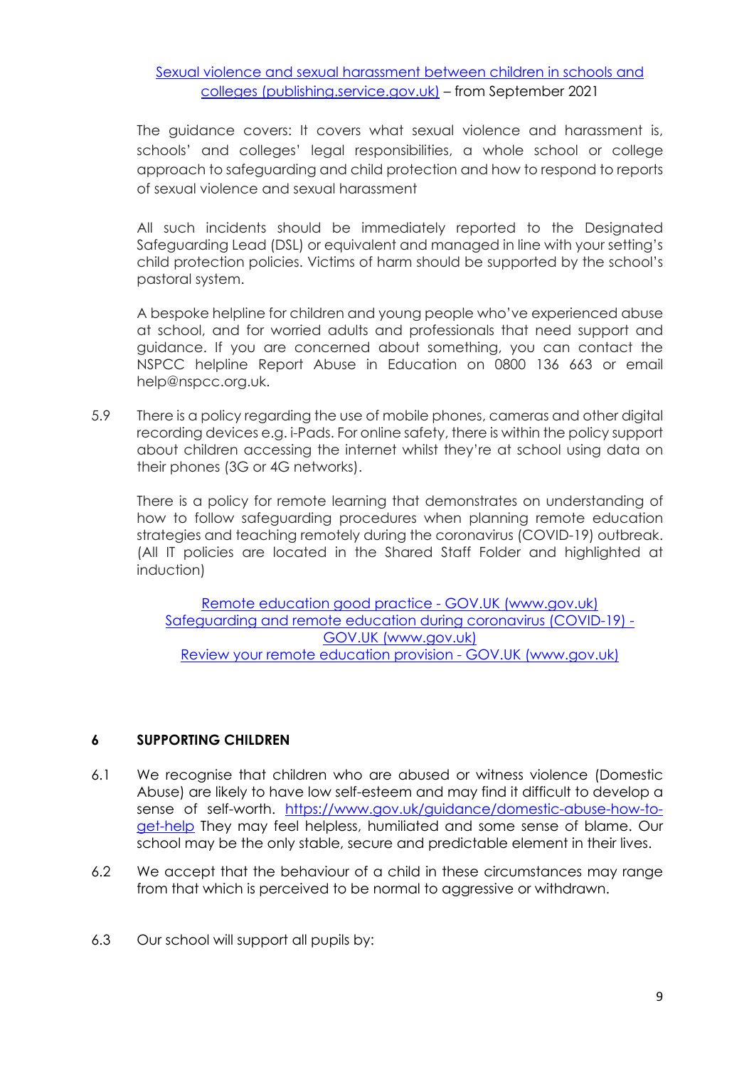[Sexual violence and sexual harassment between children in schools and colleges (publishing.service.gov.uk)]() – from September 2021

The guidance covers: It covers what sexual violence and harassment is, schools' and colleges' legal responsibilities, a whole school or college approach to safeguarding and child protection and how to respond to reports of sexual violence and sexual harassment

All such incidents should be immediately reported to the Designated Safeguarding Lead (DSL) or equivalent and managed in line with your setting's child protection policies. Victims of harm should be supported by the school's pastoral system.

A bespoke helpline for children and young people who've experienced abuse at school, and for worried adults and professionals that need support and guidance. If you are concerned about something, you can contact the NSPCC helpline Report Abuse in Education on 0800 136 663 or email help@nspcc.org.uk.

5.9 There is a policy regarding the use of mobile phones, cameras and other digital recording devices e.g. i-Pads. For online safety, there is within the policy support about children accessing the internet whilst they're at school using data on their phones (3G or 4G networks).

There is a policy for remote learning that demonstrates on understanding of how to follow safeguarding procedures when planning remote education strategies and teaching remotely during the coronavirus (COVID-19) outbreak. (All IT policies are located in the Shared Staff Folder and highlighted at induction)

[Remote education good practice - GOV.UK (www.gov.uk)]()
[Safeguarding and remote education during coronavirus (COVID-19) - GOV.UK (www.gov.uk)]()
[Review your remote education provision - GOV.UK (www.gov.uk)]()

## 6 SUPPORTING CHILDREN

6.1 We recognise that children who are abused or witness violence (Domestic Abuse) are likely to have low self-esteem and may find it difficult to develop a sense of self-worth. https://www.gov.uk/guidance/domestic-abuse-how-to-get-help They may feel helpless, humiliated and some sense of blame. Our school may be the only stable, secure and predictable element in their lives.

6.2 We accept that the behaviour of a child in these circumstances may range from that which is perceived to be normal to aggressive or withdrawn.

6.3 Our school will support all pupils by: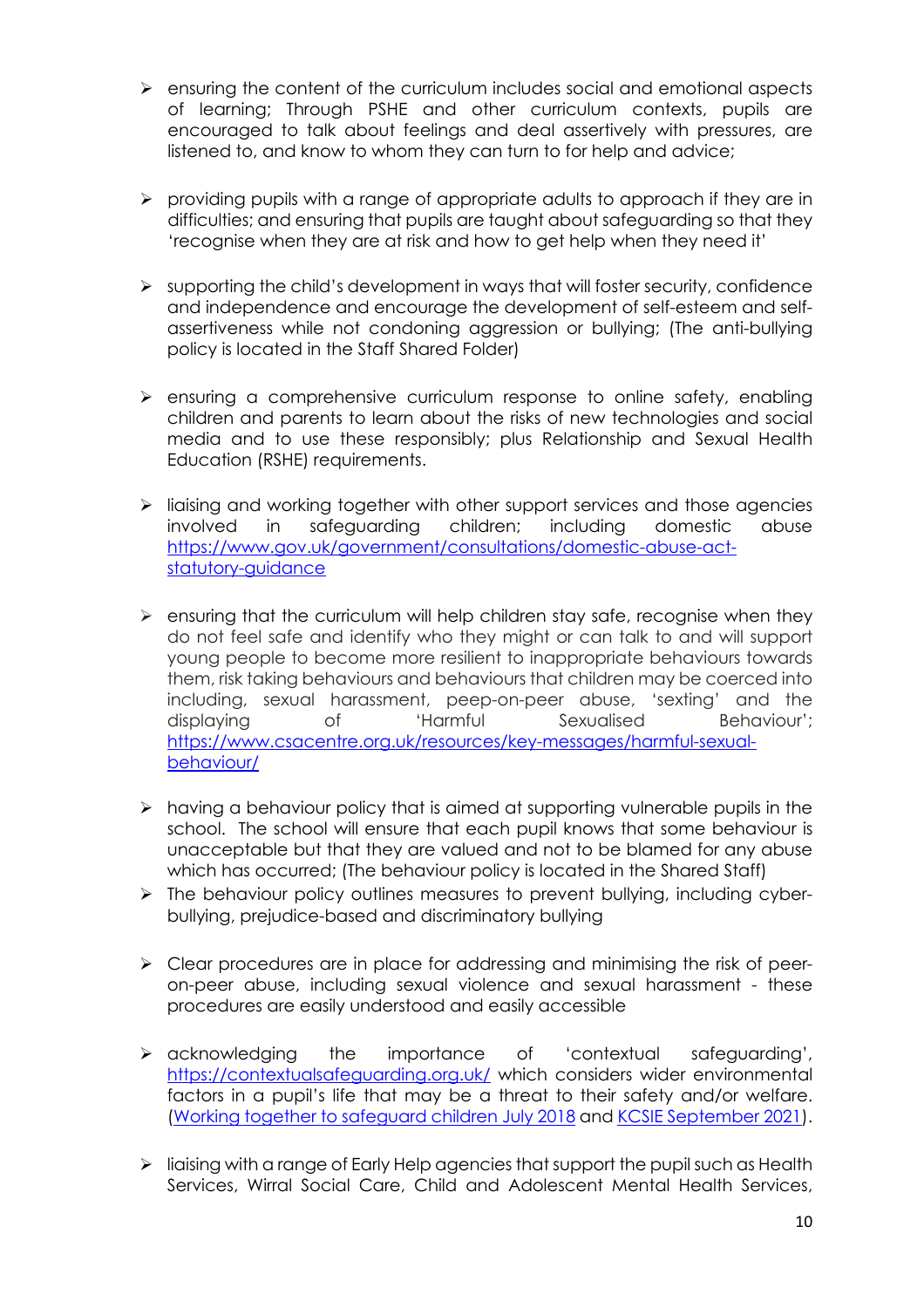- ensuring the content of the curriculum includes social and emotional aspects of learning; Through PSHE and other curriculum contexts, pupils are encouraged to talk about feelings and deal assertively with pressures, are listened to, and know to whom they can turn to for help and advice;

- providing pupils with a range of appropriate adults to approach if they are in difficulties; and ensuring that pupils are taught about safeguarding so that they 'recognise when they are at risk and how to get help when they need it'

- supporting the child's development in ways that will foster security, confidence and independence and encourage the development of self-esteem and self-assertiveness while not condoning aggression or bullying; (The anti-bullying policy is located in the Staff Shared Folder)

- ensuring a comprehensive curriculum response to online safety, enabling children and parents to learn about the risks of new technologies and social media and to use these responsibly; plus Relationship and Sexual Health Education (RSHE) requirements.

- liaising and working together with other support services and those agencies involved in safeguarding children; including domestic abuse [https://www.gov.uk/government/consultations/domestic-abuse-act-statutory-guidance](https://www.gov.uk/government/consultations/domestic-abuse-act-statutory-guidance)

- ensuring that the curriculum will help children stay safe, recognise when they do not feel safe and identify who they might or can talk to and will support young people to become more resilient to inappropriate behaviours towards them, risk taking behaviours and behaviours that children may be coerced into including, sexual harassment, peep-on-peer abuse, 'sexting' and the displaying of 'Harmful Sexualised Behaviour'; [https://www.csacentre.org.uk/resources/key-messages/harmful-sexual-behaviour/](https://www.csacentre.org.uk/resources/key-messages/harmful-sexual-behaviour/)

- having a behaviour policy that is aimed at supporting vulnerable pupils in the school. The school will ensure that each pupil knows that some behaviour is unacceptable but that they are valued and not to be blamed for any abuse which has occurred; (The behaviour policy is located in the Shared Staff)
- The behaviour policy outlines measures to prevent bullying, including cyber-bullying, prejudice-based and discriminatory bullying

- Clear procedures are in place for addressing and minimising the risk of peer-on-peer abuse, including sexual violence and sexual harassment - these procedures are easily understood and easily accessible

- acknowledging the importance of 'contextual safeguarding', [https://contextualsafeguarding.org.uk/](https://contextualsafeguarding.org.uk/) which considers wider environmental factors in a pupil's life that may be a threat to their safety and/or welfare. (Working together to safeguard children July 2018 and KCSIE September 2021).

- liaising with a range of Early Help agencies that support the pupil such as Health Services, Wirral Social Care, Child and Adolescent Mental Health Services,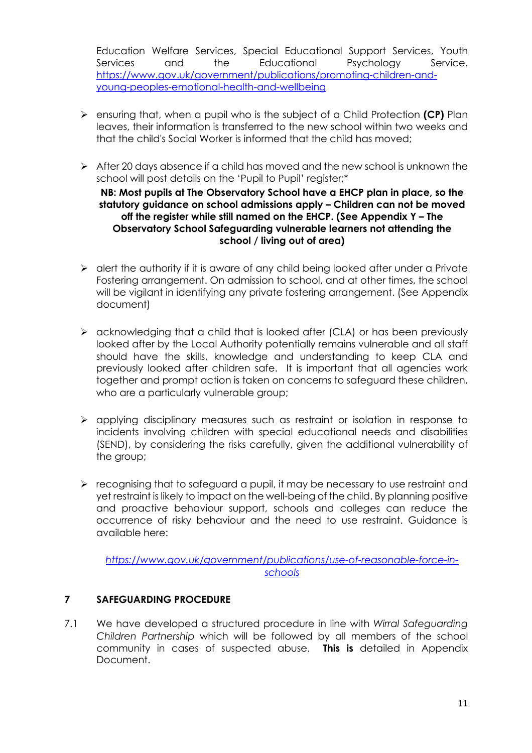Education Welfare Services, Special Educational Support Services, Youth Services and the Educational Psychology Service. [https://www.gov.uk/government/publications/promoting-children-and-young-peoples-emotional-health-and-wellbeing](https://www.gov.uk/government/publications/promoting-children-and-young-peoples-emotional-health-and-wellbeing)

- ensuring that, when a pupil who is the subject of a Child Protection **(CP)** Plan leaves, their information is transferred to the new school within two weeks and that the child's Social Worker is informed that the child has moved;

- After 20 days absence if a child has moved and the new school is unknown the school will post details on the 'Pupil to Pupil' register;*

  **NB: Most pupils at The Observatory School have a EHCP plan in place, so the statutory guidance on school admissions apply – Children can not be moved off the register while still named on the EHCP. (See Appendix Y – The Observatory School Safeguarding vulnerable learners not attending the school / living out of area)**

- alert the authority if it is aware of any child being looked after under a Private Fostering arrangement. On admission to school, and at other times, the school will be vigilant in identifying any private fostering arrangement. (See Appendix document)

- acknowledging that a child that is looked after (CLA) or has been previously looked after by the Local Authority potentially remains vulnerable and all staff should have the skills, knowledge and understanding to keep CLA and previously looked after children safe. It is important that all agencies work together and prompt action is taken on concerns to safeguard these children, who are a particularly vulnerable group;

- applying disciplinary measures such as restraint or isolation in response to incidents involving children with special educational needs and disabilities (SEND), by considering the risks carefully, given the additional vulnerability of the group;

- recognising that to safeguard a pupil, it may be necessary to use restraint and yet restraint is likely to impact on the well-being of the child. By planning positive and proactive behaviour support, schools and colleges can reduce the occurrence of risky behaviour and the need to use restraint. Guidance is available here:

  *[https://www.gov.uk/government/publications/use-of-reasonable-force-in-schools](https://www.gov.uk/government/publications/use-of-reasonable-force-in-schools)*

## 7 SAFEGUARDING PROCEDURE

7.1 We have developed a structured procedure in line with *Wirral Safeguarding Children Partnership* which will be followed by all members of the school community in cases of suspected abuse. **This is** detailed in Appendix Document.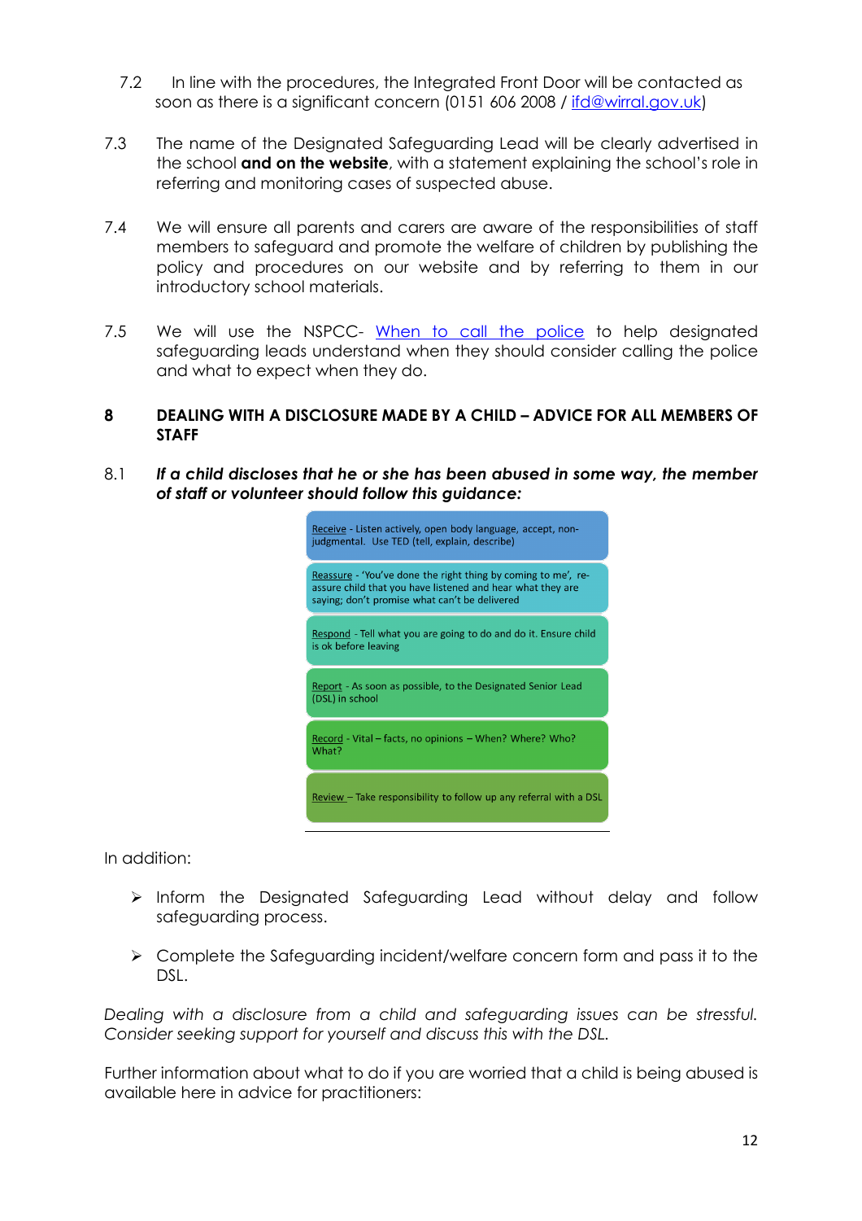7.2 In line with the procedures, the Integrated Front Door will be contacted as soon as there is a significant concern (0151 606 2008 / ifd@wirral.gov.uk)

7.3 The name of the Designated Safeguarding Lead will be clearly advertised in the school **and on the website**, with a statement explaining the school's role in referring and monitoring cases of suspected abuse.

7.4 We will ensure all parents and carers are aware of the responsibilities of staff members to safeguard and promote the welfare of children by publishing the policy and procedures on our website and by referring to them in our introductory school materials.

7.5 We will use the NSPCC- When to call the police to help designated safeguarding leads understand when they should consider calling the police and what to expect when they do.

## 8 DEALING WITH A DISCLOSURE MADE BY A CHILD – ADVICE FOR ALL MEMBERS OF STAFF

8.1 ***If a child discloses that he or she has been abused in some way, the member of staff or volunteer should follow this guidance:***

- Receive - Listen actively, open body language, accept, non-judgmental. Use TED (tell, explain, describe)
- Reassure - 'You've done the right thing by coming to me', re-assure child that you have listened and hear what they are saying; don't promise what can't be delivered
- Respond - Tell what you are going to do and do it. Ensure child is ok before leaving
- Report - As soon as possible, to the Designated Senior Lead (DSL) in school
- Record - Vital – facts, no opinions – When? Where? Who? What?
- Review – Take responsibility to follow up any referral with a DSL

In addition:

- Inform the Designated Safeguarding Lead without delay and follow safeguarding process.
- Complete the Safeguarding incident/welfare concern form and pass it to the DSL.

*Dealing with a disclosure from a child and safeguarding issues can be stressful. Consider seeking support for yourself and discuss this with the DSL.*

Further information about what to do if you are worried that a child is being abused is available here in advice for practitioners: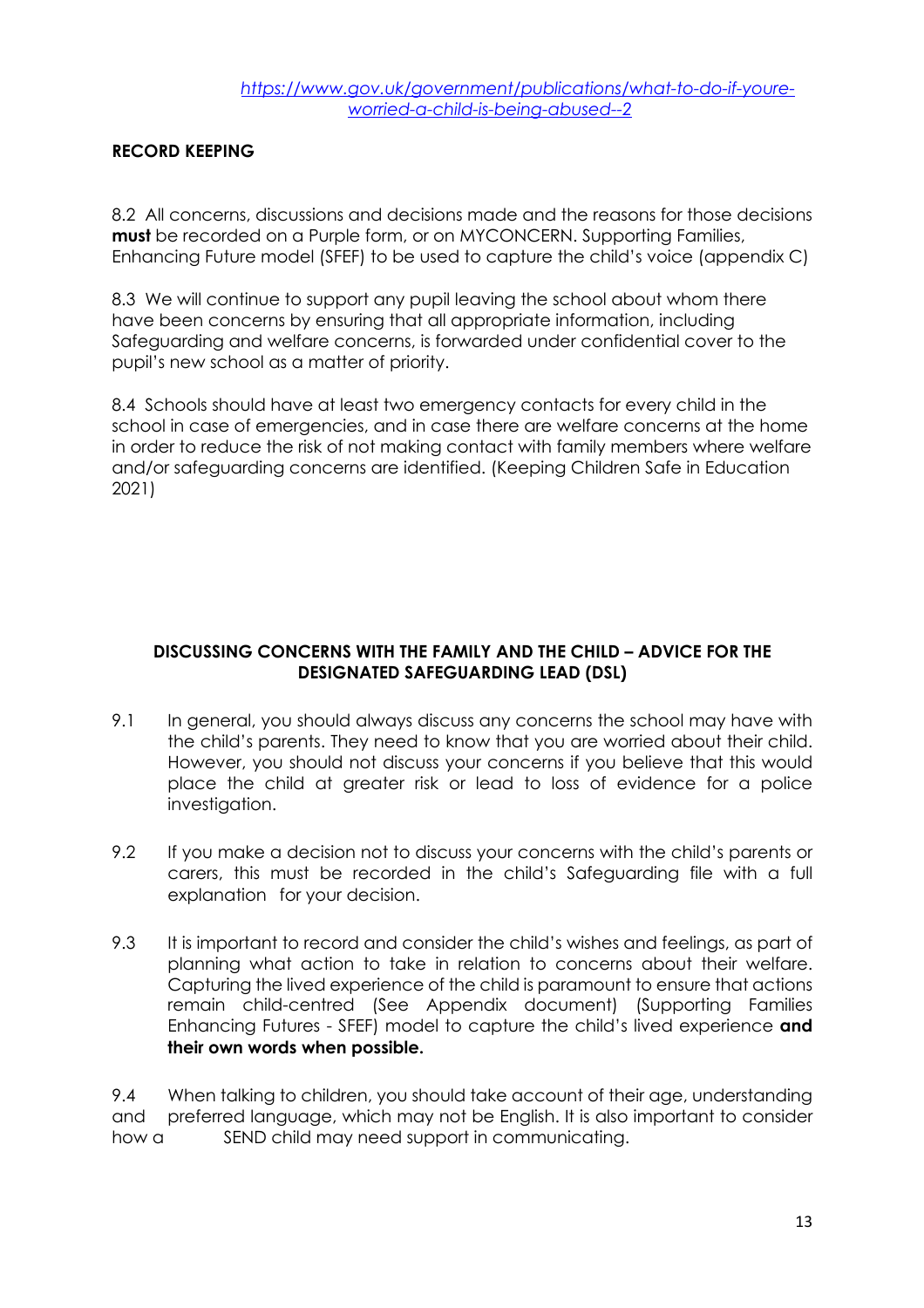*https://www.gov.uk/government/publications/what-to-do-if-youre-worried-a-child-is-being-abused--2*

**RECORD KEEPING**

8.2 All concerns, discussions and decisions made and the reasons for those decisions **must** be recorded on a Purple form, or on MYCONCERN. Supporting Families, Enhancing Future model (SFEF) to be used to capture the child's voice (appendix C)

8.3 We will continue to support any pupil leaving the school about whom there have been concerns by ensuring that all appropriate information, including Safeguarding and welfare concerns, is forwarded under confidential cover to the pupil's new school as a matter of priority.

8.4 Schools should have at least two emergency contacts for every child in the school in case of emergencies, and in case there are welfare concerns at the home in order to reduce the risk of not making contact with family members where welfare and/or safeguarding concerns are identified. (Keeping Children Safe in Education 2021)

**DISCUSSING CONCERNS WITH THE FAMILY AND THE CHILD – ADVICE FOR THE DESIGNATED SAFEGUARDING LEAD (DSL)**

9.1 In general, you should always discuss any concerns the school may have with the child's parents. They need to know that you are worried about their child. However, you should not discuss your concerns if you believe that this would place the child at greater risk or lead to loss of evidence for a police investigation.

9.2 If you make a decision not to discuss your concerns with the child's parents or carers, this must be recorded in the child's Safeguarding file with a full explanation for your decision.

9.3 It is important to record and consider the child's wishes and feelings, as part of planning what action to take in relation to concerns about their welfare. Capturing the lived experience of the child is paramount to ensure that actions remain child-centred (See Appendix document) (Supporting Families Enhancing Futures - SFEF) model to capture the child's lived experience **and their own words when possible.**

9.4 When talking to children, you should take account of their age, understanding and preferred language, which may not be English. It is also important to consider how a SEND child may need support in communicating.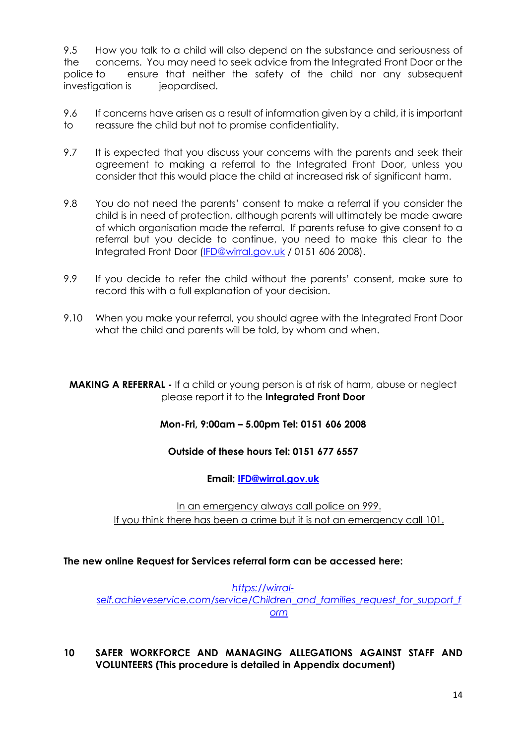9.5 How you talk to a child will also depend on the substance and seriousness of the concerns. You may need to seek advice from the Integrated Front Door or the police to ensure that neither the safety of the child nor any subsequent investigation is jeopardised.

9.6 If concerns have arisen as a result of information given by a child, it is important to reassure the child but not to promise confidentiality.

9.7 It is expected that you discuss your concerns with the parents and seek their agreement to making a referral to the Integrated Front Door, unless you consider that this would place the child at increased risk of significant harm.

9.8 You do not need the parents' consent to make a referral if you consider the child is in need of protection, although parents will ultimately be made aware of which organisation made the referral. If parents refuse to give consent to a referral but you decide to continue, you need to make this clear to the Integrated Front Door (IFD@wirral.gov.uk / 0151 606 2008).

9.9 If you decide to refer the child without the parents' consent, make sure to record this with a full explanation of your decision.

9.10 When you make your referral, you should agree with the Integrated Front Door what the child and parents will be told, by whom and when.

**MAKING A REFERRAL -** If a child or young person is at risk of harm, abuse or neglect please report it to the **Integrated Front Door**

**Mon-Fri, 9:00am – 5.00pm Tel: 0151 606 2008**

**Outside of these hours Tel: 0151 677 6557**

**Email: IFD@wirral.gov.uk**

In an emergency always call police on 999.
If you think there has been a crime but it is not an emergency call 101.

**The new online Request for Services referral form can be accessed here:**

*https://wirral-self.achieveservice.com/service/Children_and_families_request_for_support_form*

## 10 SAFER WORKFORCE AND MANAGING ALLEGATIONS AGAINST STAFF AND VOLUNTEERS (This procedure is detailed in Appendix document)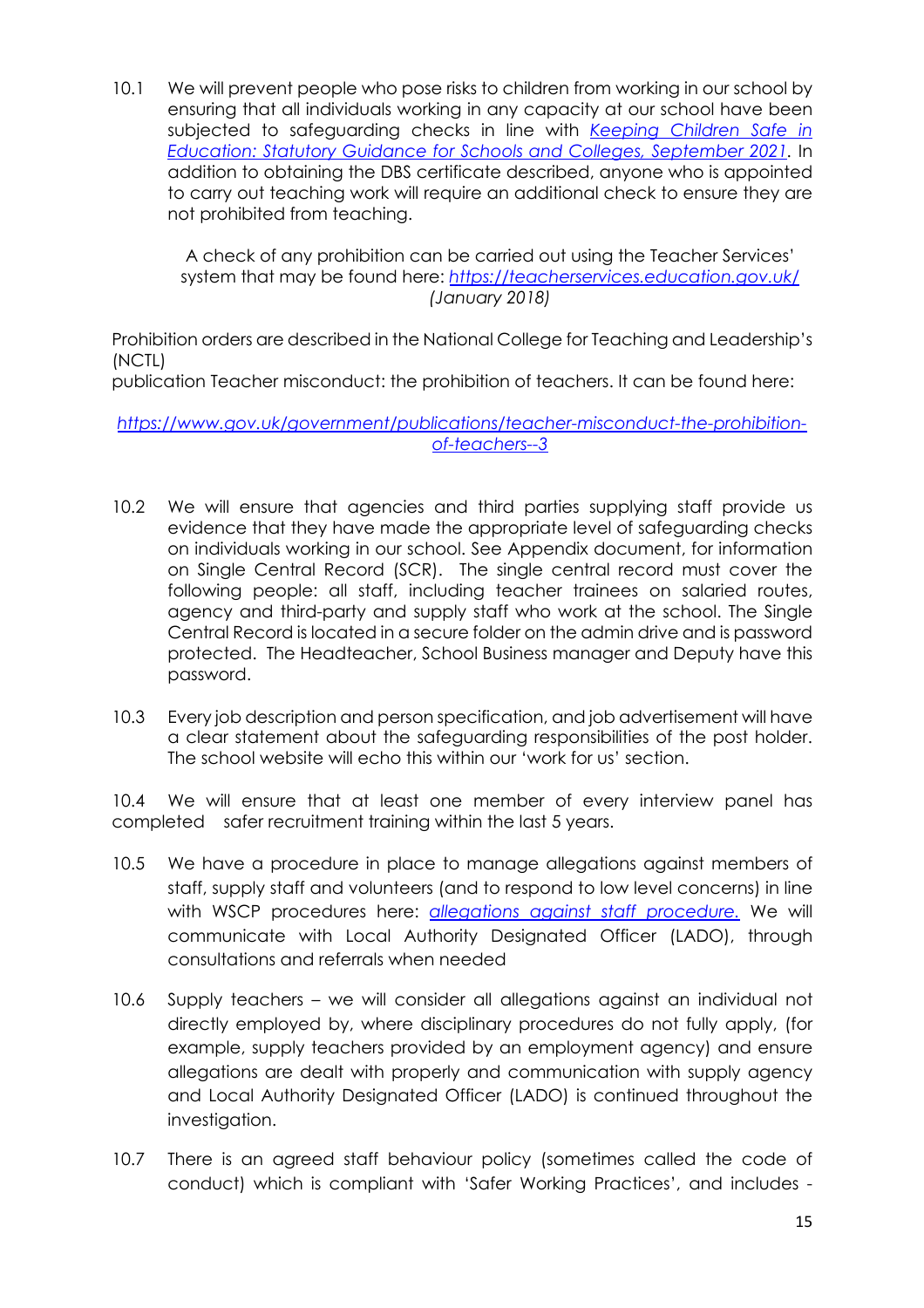10.1 We will prevent people who pose risks to children from working in our school by ensuring that all individuals working in any capacity at our school have been subjected to safeguarding checks in line with [*Keeping Children Safe in Education: Statutory Guidance for Schools and Colleges, September 2021*](). In addition to obtaining the DBS certificate described, anyone who is appointed to carry out teaching work will require an additional check to ensure they are not prohibited from teaching.

A check of any prohibition can be carried out using the Teacher Services' system that may be found here: *https://teacherservices.education.gov.uk/* *(January 2018)*

Prohibition orders are described in the National College for Teaching and Leadership's (NCTL)
publication Teacher misconduct: the prohibition of teachers. It can be found here:

*https://www.gov.uk/government/publications/teacher-misconduct-the-prohibition-of-teachers--3*

10.2 We will ensure that agencies and third parties supplying staff provide us evidence that they have made the appropriate level of safeguarding checks on individuals working in our school. See Appendix document, for information on Single Central Record (SCR). The single central record must cover the following people: all staff, including teacher trainees on salaried routes, agency and third-party and supply staff who work at the school. The Single Central Record is located in a secure folder on the admin drive and is password protected. The Headteacher, School Business manager and Deputy have this password.

10.3 Every job description and person specification, and job advertisement will have a clear statement about the safeguarding responsibilities of the post holder. The school website will echo this within our 'work for us' section.

10.4 We will ensure that at least one member of every interview panel has completed safer recruitment training within the last 5 years.

10.5 We have a procedure in place to manage allegations against members of staff, supply staff and volunteers (and to respond to low level concerns) in line with WSCP procedures here: [*allegations against staff procedure.*]() We will communicate with Local Authority Designated Officer (LADO), through consultations and referrals when needed

10.6 Supply teachers – we will consider all allegations against an individual not directly employed by, where disciplinary procedures do not fully apply, (for example, supply teachers provided by an employment agency) and ensure allegations are dealt with properly and communication with supply agency and Local Authority Designated Officer (LADO) is continued throughout the investigation.

10.7 There is an agreed staff behaviour policy (sometimes called the code of conduct) which is compliant with 'Safer Working Practices', and includes -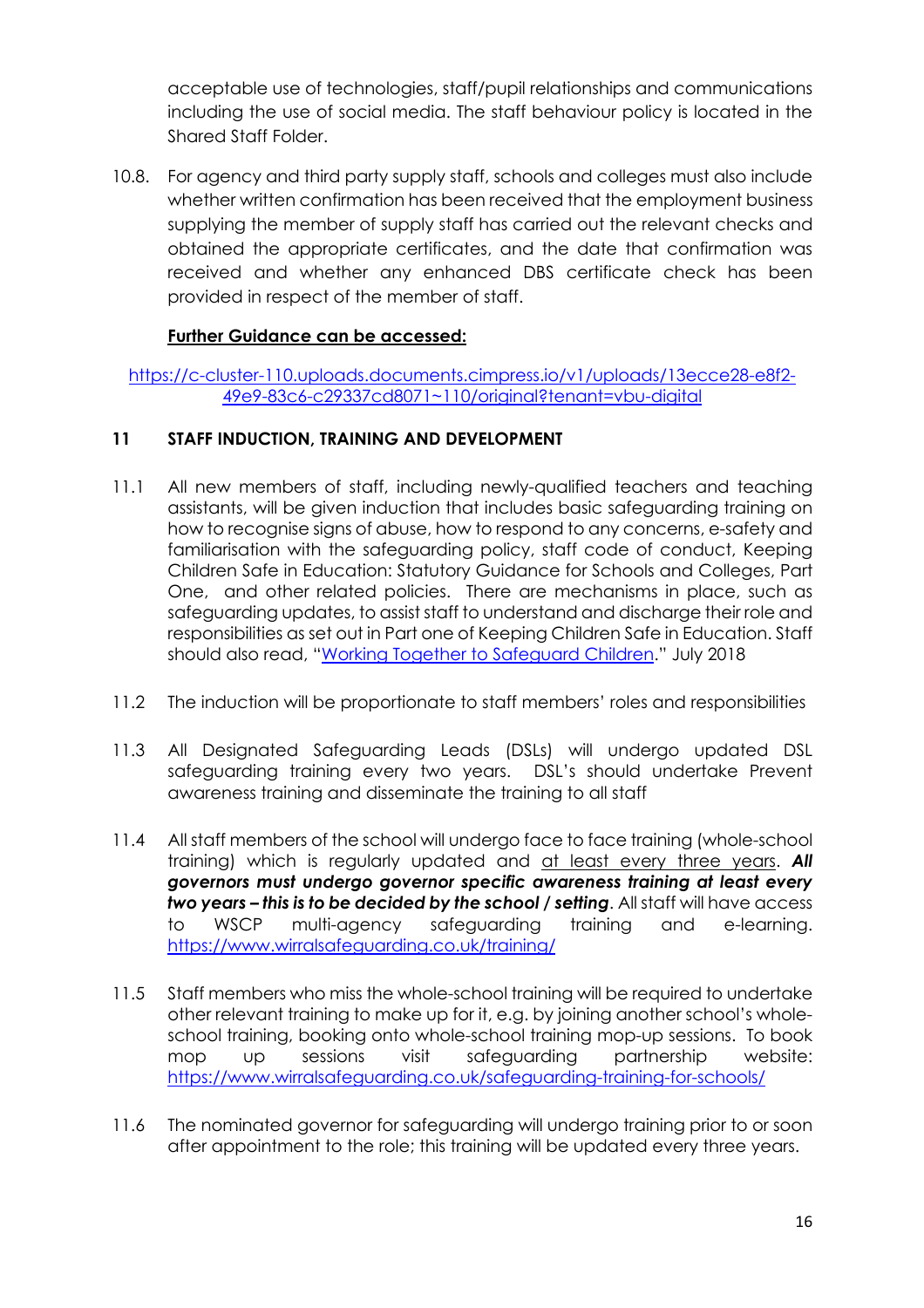acceptable use of technologies, staff/pupil relationships and communications including the use of social media. The staff behaviour policy is located in the Shared Staff Folder.

10.8. For agency and third party supply staff, schools and colleges must also include whether written confirmation has been received that the employment business supplying the member of supply staff has carried out the relevant checks and obtained the appropriate certificates, and the date that confirmation was received and whether any enhanced DBS certificate check has been provided in respect of the member of staff.

**Further Guidance can be accessed:**

https://c-cluster-110.uploads.documents.cimpress.io/v1/uploads/13ecce28-e8f2-49e9-83c6-c29337cd8071~110/original?tenant=vbu-digital

## 11 STAFF INDUCTION, TRAINING AND DEVELOPMENT

11.1 All new members of staff, including newly-qualified teachers and teaching assistants, will be given induction that includes basic safeguarding training on how to recognise signs of abuse, how to respond to any concerns, e-safety and familiarisation with the safeguarding policy, staff code of conduct, Keeping Children Safe in Education: Statutory Guidance for Schools and Colleges, Part One, and other related policies. There are mechanisms in place, such as safeguarding updates, to assist staff to understand and discharge their role and responsibilities as set out in Part one of Keeping Children Safe in Education. Staff should also read, "Working Together to Safeguard Children." July 2018

11.2 The induction will be proportionate to staff members' roles and responsibilities

11.3 All Designated Safeguarding Leads (DSLs) will undergo updated DSL safeguarding training every two years. DSL's should undertake Prevent awareness training and disseminate the training to all staff

11.4 All staff members of the school will undergo face to face training (whole-school training) which is regularly updated and at least every three years. ***All governors must undergo governor specific awareness training at least every two years – this is to be decided by the school / setting***. All staff will have access to WSCP multi-agency safeguarding training and e-learning. https://www.wirralsafeguarding.co.uk/training/

11.5 Staff members who miss the whole-school training will be required to undertake other relevant training to make up for it, e.g. by joining another school's whole-school training, booking onto whole-school training mop-up sessions. To book mop up sessions visit safeguarding partnership website: https://www.wirralsafeguarding.co.uk/safeguarding-training-for-schools/

11.6 The nominated governor for safeguarding will undergo training prior to or soon after appointment to the role; this training will be updated every three years.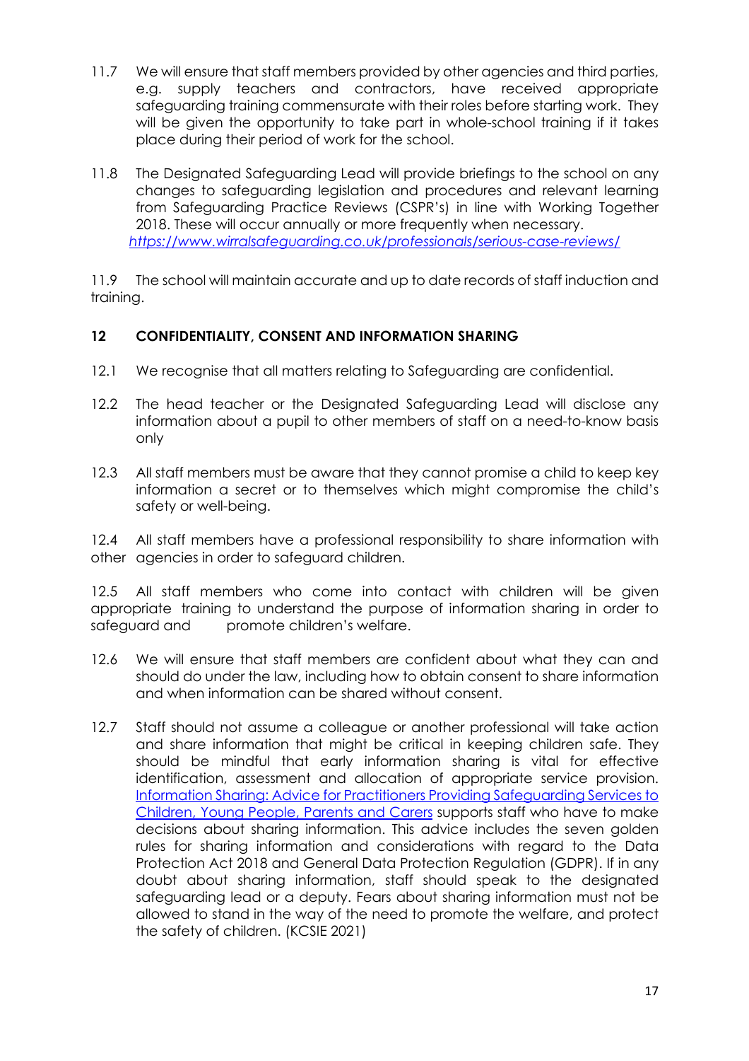11.7 We will ensure that staff members provided by other agencies and third parties, e.g. supply teachers and contractors, have received appropriate safeguarding training commensurate with their roles before starting work. They will be given the opportunity to take part in whole-school training if it takes place during their period of work for the school.

11.8 The Designated Safeguarding Lead will provide briefings to the school on any changes to safeguarding legislation and procedures and relevant learning from Safeguarding Practice Reviews (CSPR's) in line with Working Together 2018. These will occur annually or more frequently when necessary. *https://www.wirralsafeguarding.co.uk/professionals/serious-case-reviews/*

11.9 The school will maintain accurate and up to date records of staff induction and training.

## 12 CONFIDENTIALITY, CONSENT AND INFORMATION SHARING

12.1 We recognise that all matters relating to Safeguarding are confidential.

12.2 The head teacher or the Designated Safeguarding Lead will disclose any information about a pupil to other members of staff on a need-to-know basis only

12.3 All staff members must be aware that they cannot promise a child to keep key information a secret or to themselves which might compromise the child's safety or well-being.

12.4 All staff members have a professional responsibility to share information with other agencies in order to safeguard children.

12.5 All staff members who come into contact with children will be given appropriate training to understand the purpose of information sharing in order to safeguard and promote children's welfare.

12.6 We will ensure that staff members are confident about what they can and should do under the law, including how to obtain consent to share information and when information can be shared without consent.

12.7 Staff should not assume a colleague or another professional will take action and share information that might be critical in keeping children safe. They should be mindful that early information sharing is vital for effective identification, assessment and allocation of appropriate service provision. Information Sharing: Advice for Practitioners Providing Safeguarding Services to Children, Young People, Parents and Carers supports staff who have to make decisions about sharing information. This advice includes the seven golden rules for sharing information and considerations with regard to the Data Protection Act 2018 and General Data Protection Regulation (GDPR). If in any doubt about sharing information, staff should speak to the designated safeguarding lead or a deputy. Fears about sharing information must not be allowed to stand in the way of the need to promote the welfare, and protect the safety of children. (KCSIE 2021)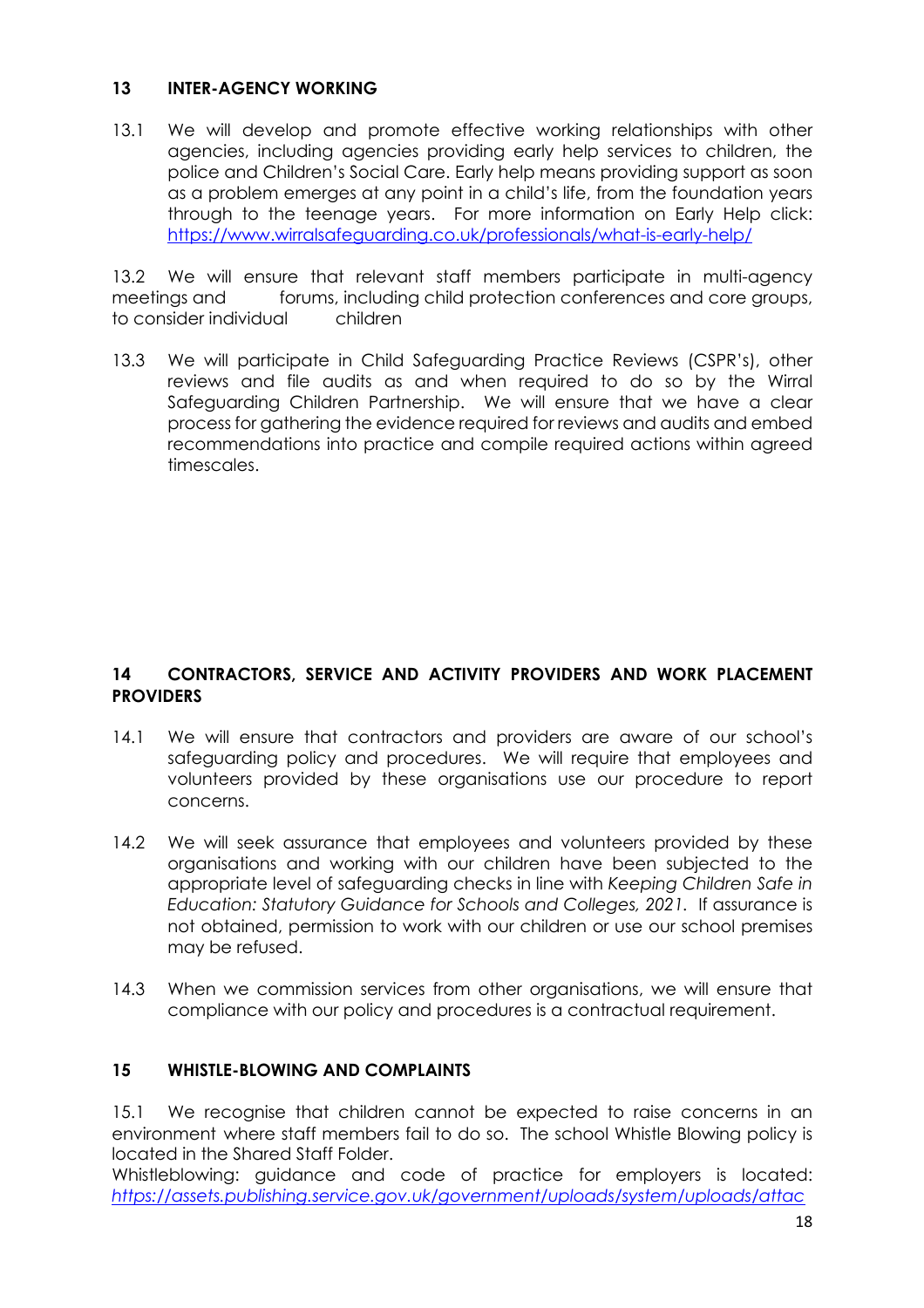## 13 INTER-AGENCY WORKING

13.1 We will develop and promote effective working relationships with other agencies, including agencies providing early help services to children, the police and Children's Social Care. Early help means providing support as soon as a problem emerges at any point in a child's life, from the foundation years through to the teenage years. For more information on Early Help click: https://www.wirralsafeguarding.co.uk/professionals/what-is-early-help/

13.2 We will ensure that relevant staff members participate in multi-agency meetings and forums, including child protection conferences and core groups, to consider individual children

13.3 We will participate in Child Safeguarding Practice Reviews (CSPR's), other reviews and file audits as and when required to do so by the Wirral Safeguarding Children Partnership. We will ensure that we have a clear process for gathering the evidence required for reviews and audits and embed recommendations into practice and compile required actions within agreed timescales.

## 14 CONTRACTORS, SERVICE AND ACTIVITY PROVIDERS AND WORK PLACEMENT PROVIDERS

14.1 We will ensure that contractors and providers are aware of our school's safeguarding policy and procedures. We will require that employees and volunteers provided by these organisations use our procedure to report concerns.

14.2 We will seek assurance that employees and volunteers provided by these organisations and working with our children have been subjected to the appropriate level of safeguarding checks in line with *Keeping Children Safe in Education: Statutory Guidance for Schools and Colleges, 2021*. If assurance is not obtained, permission to work with our children or use our school premises may be refused.

14.3 When we commission services from other organisations, we will ensure that compliance with our policy and procedures is a contractual requirement.

## 15 WHISTLE-BLOWING AND COMPLAINTS

15.1 We recognise that children cannot be expected to raise concerns in an environment where staff members fail to do so. The school Whistle Blowing policy is located in the Shared Staff Folder.

Whistleblowing: guidance and code of practice for employers is located: *https://assets.publishing.service.gov.uk/government/uploads/system/uploads/attac*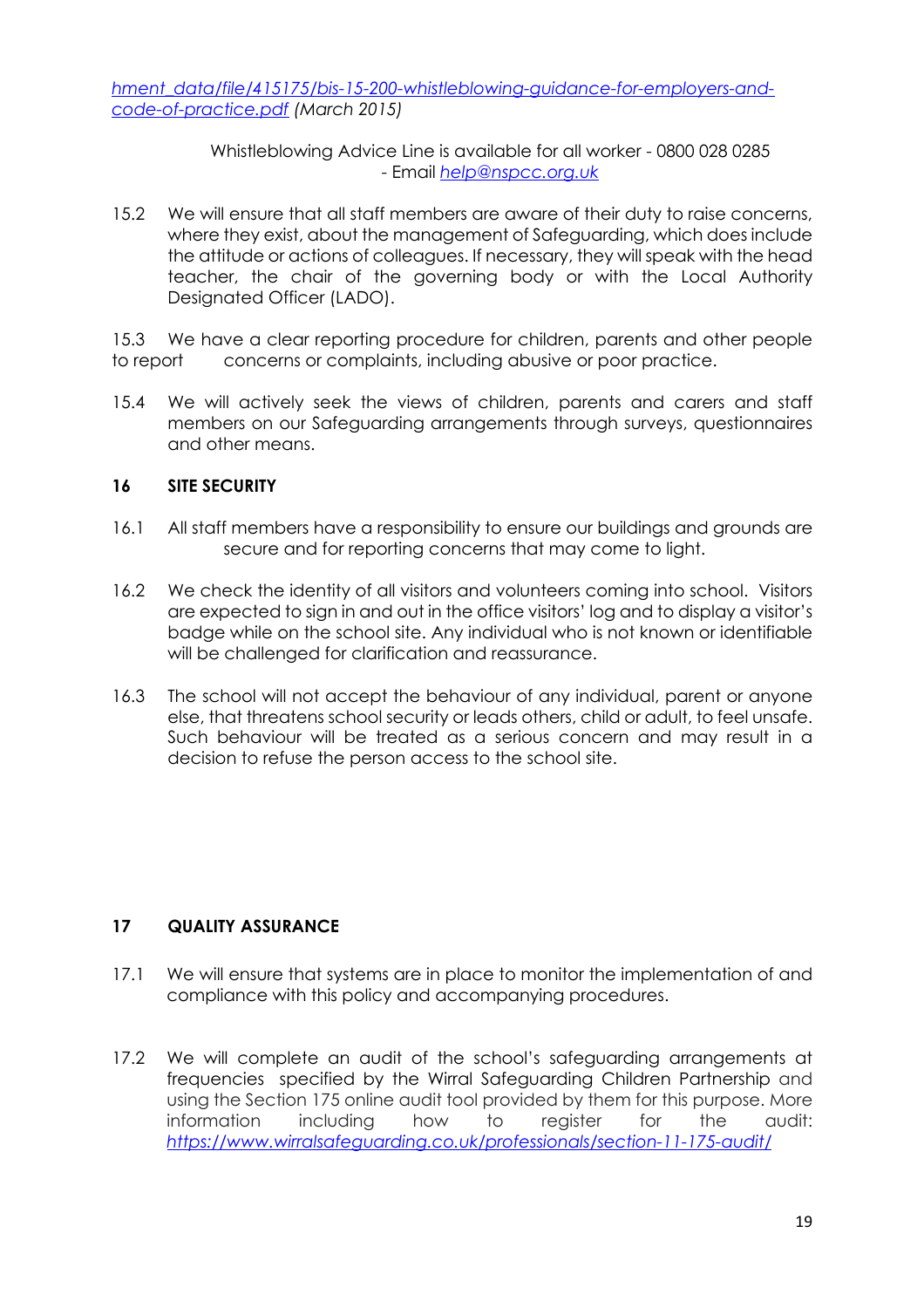*hment_data/file/415175/bis-15-200-whistleblowing-guidance-for-employers-and-code-of-practice.pdf (March 2015)*

Whistleblowing Advice Line is available for all worker - 0800 028 0285 - Email *help@nspcc.org.uk*

15.2 We will ensure that all staff members are aware of their duty to raise concerns, where they exist, about the management of Safeguarding, which does include the attitude or actions of colleagues. If necessary, they will speak with the head teacher, the chair of the governing body or with the Local Authority Designated Officer (LADO).

15.3 We have a clear reporting procedure for children, parents and other people to report concerns or complaints, including abusive or poor practice.

15.4 We will actively seek the views of children, parents and carers and staff members on our Safeguarding arrangements through surveys, questionnaires and other means.

## 16 SITE SECURITY

16.1 All staff members have a responsibility to ensure our buildings and grounds are secure and for reporting concerns that may come to light.

16.2 We check the identity of all visitors and volunteers coming into school. Visitors are expected to sign in and out in the office visitors' log and to display a visitor's badge while on the school site. Any individual who is not known or identifiable will be challenged for clarification and reassurance.

16.3 The school will not accept the behaviour of any individual, parent or anyone else, that threatens school security or leads others, child or adult, to feel unsafe. Such behaviour will be treated as a serious concern and may result in a decision to refuse the person access to the school site.

## 17 QUALITY ASSURANCE

17.1 We will ensure that systems are in place to monitor the implementation of and compliance with this policy and accompanying procedures.

17.2 We will complete an audit of the school's safeguarding arrangements at frequencies specified by the Wirral Safeguarding Children Partnership and using the Section 175 online audit tool provided by them for this purpose. More information including how to register for the audit: *https://www.wirralsafeguarding.co.uk/professionals/section-11-175-audit/*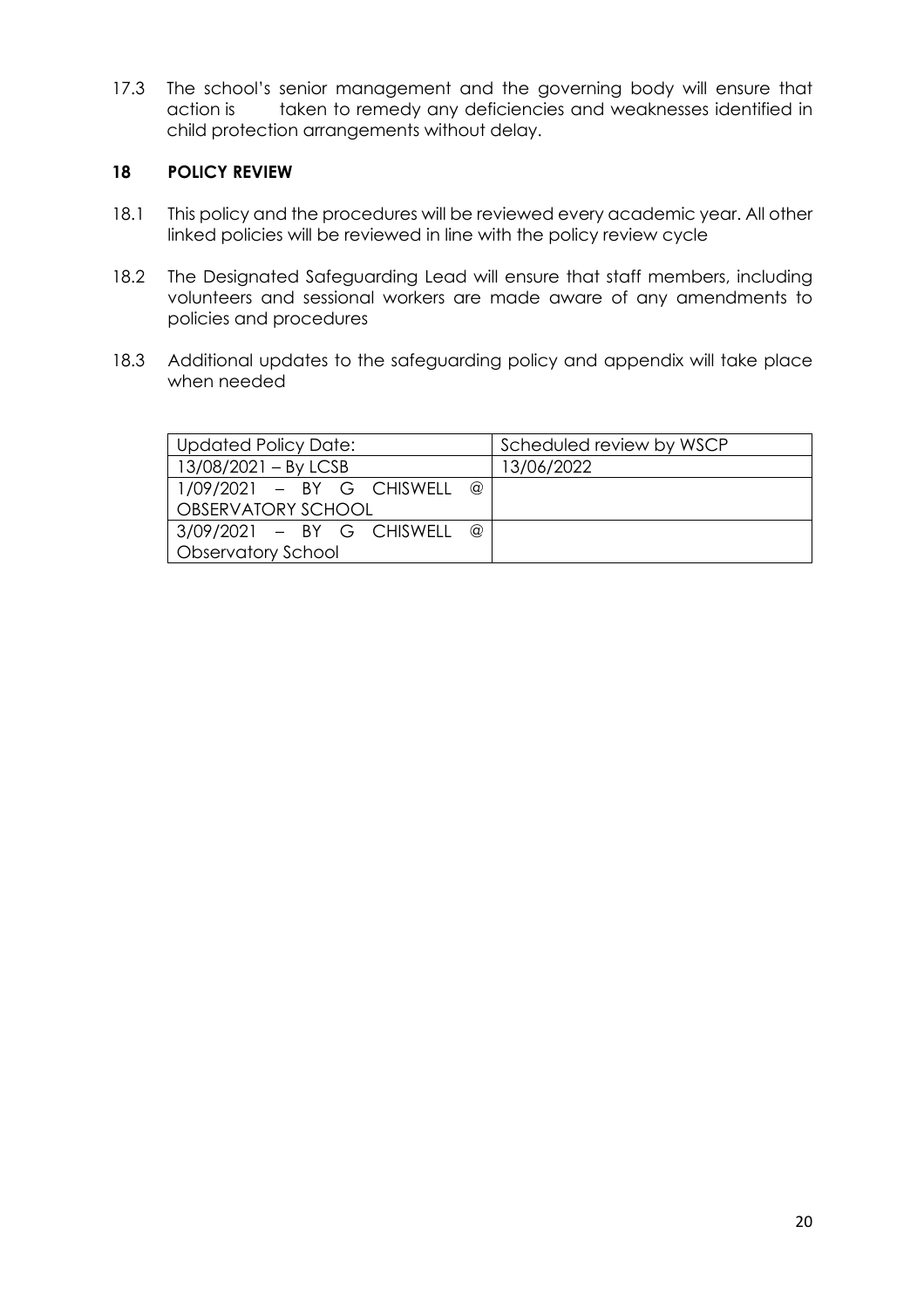17.3 The school's senior management and the governing body will ensure that action is taken to remedy any deficiencies and weaknesses identified in child protection arrangements without delay.

## 18 POLICY REVIEW

18.1 This policy and the procedures will be reviewed every academic year. All other linked policies will be reviewed in line with the policy review cycle

18.2 The Designated Safeguarding Lead will ensure that staff members, including volunteers and sessional workers are made aware of any amendments to policies and procedures

18.3 Additional updates to the safeguarding policy and appendix will take place when needed

| Updated Policy Date: | Scheduled review by WSCP |
|---|---|
| 13/08/2021 – By LCSB | 13/06/2022 |
| 1/09/2021 – BY G CHISWELL @ OBSERVATORY SCHOOL | |
| 3/09/2021 – BY G CHISWELL @ Observatory School | |